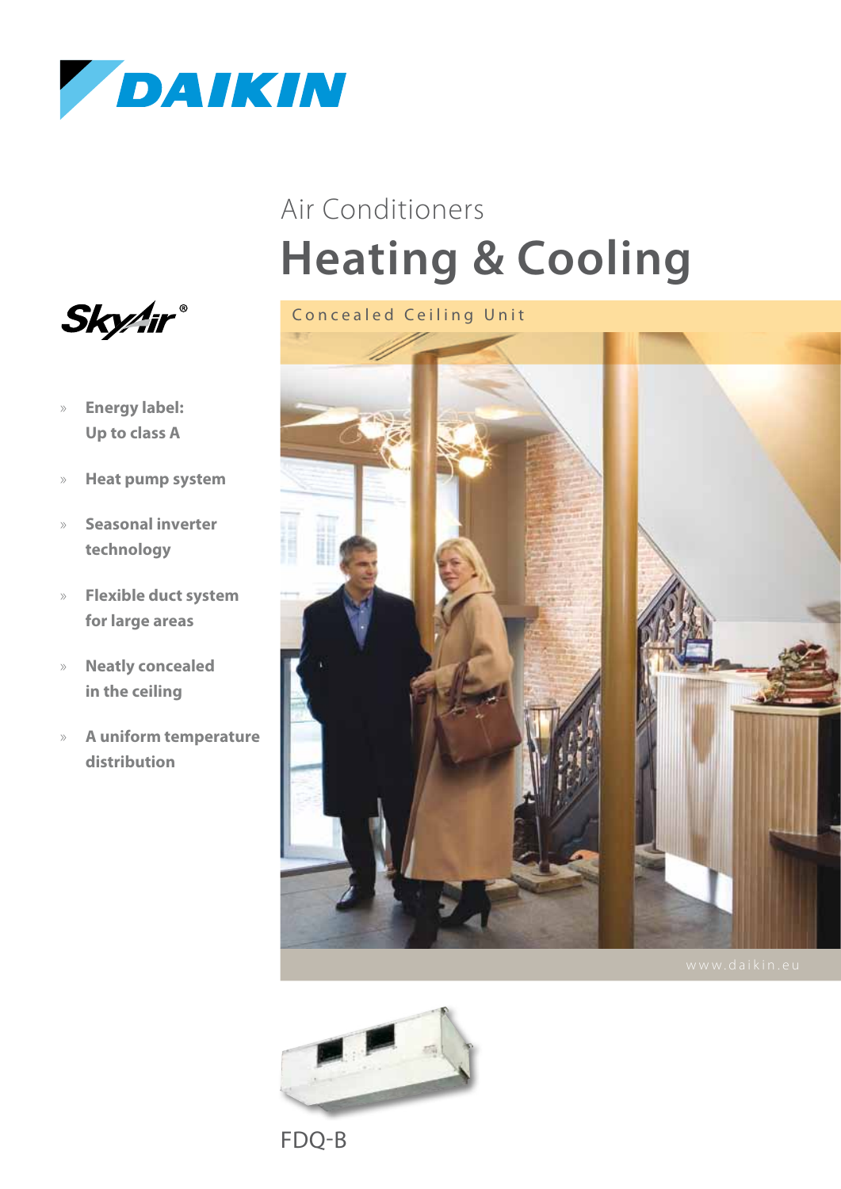DAIKIN

Air Conditioners

# Heating & Cooling

Concealed Ceiling Unit

SkyAir®

- **Energy label: Up to class A**
- **Heat pump system**
- **Seasonal inverter technology**
- **Flexible duct system for large areas**
- **Neatly concealed in the ceiling**
- **A uniform temperature distribution**

www.daikin.eu

FDQ-B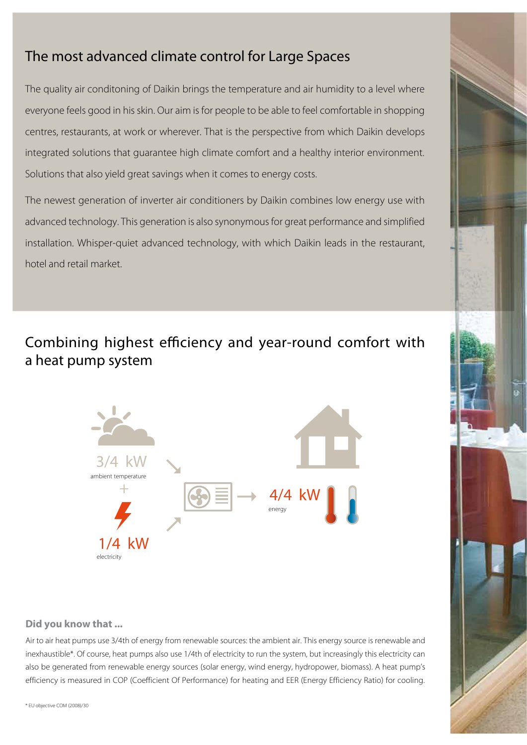## The most advanced climate control for Large Spaces

The quality air conditoning of Daikin brings the temperature and air humidity to a level where everyone feels good in his skin. Our aim is for people to be able to feel comfortable in shopping centres, restaurants, at work or wherever. That is the perspective from which Daikin develops integrated solutions that guarantee high climate comfort and a healthy interior environment. Solutions that also yield great savings when it comes to energy costs.

The newest generation of inverter air conditioners by Daikin combines low energy use with advanced technology. This generation is also synonymous for great performance and simplified installation. Whisper-quiet advanced technology, with which Daikin leads in the restaurant, hotel and retail market.

## Combining highest efficiency and year-round comfort with a heat pump system

3/4 kW
ambient temperature

+

1/4 kW
electricity

4/4 kW
energy

**Did you know that ...**

Air to air heat pumps use 3/4th of energy from renewable sources: the ambient air. This energy source is renewable and inexhaustible*. Of course, heat pumps also use 1/4th of electricity to run the system, but increasingly this electricity can also be generated from renewable energy sources (solar energy, wind energy, hydropower, biomass). A heat pump's efficiency is measured in COP (Coefficient Of Performance) for heating and EER (Energy Efficiency Ratio) for cooling.

* EU objective COM (2008)/30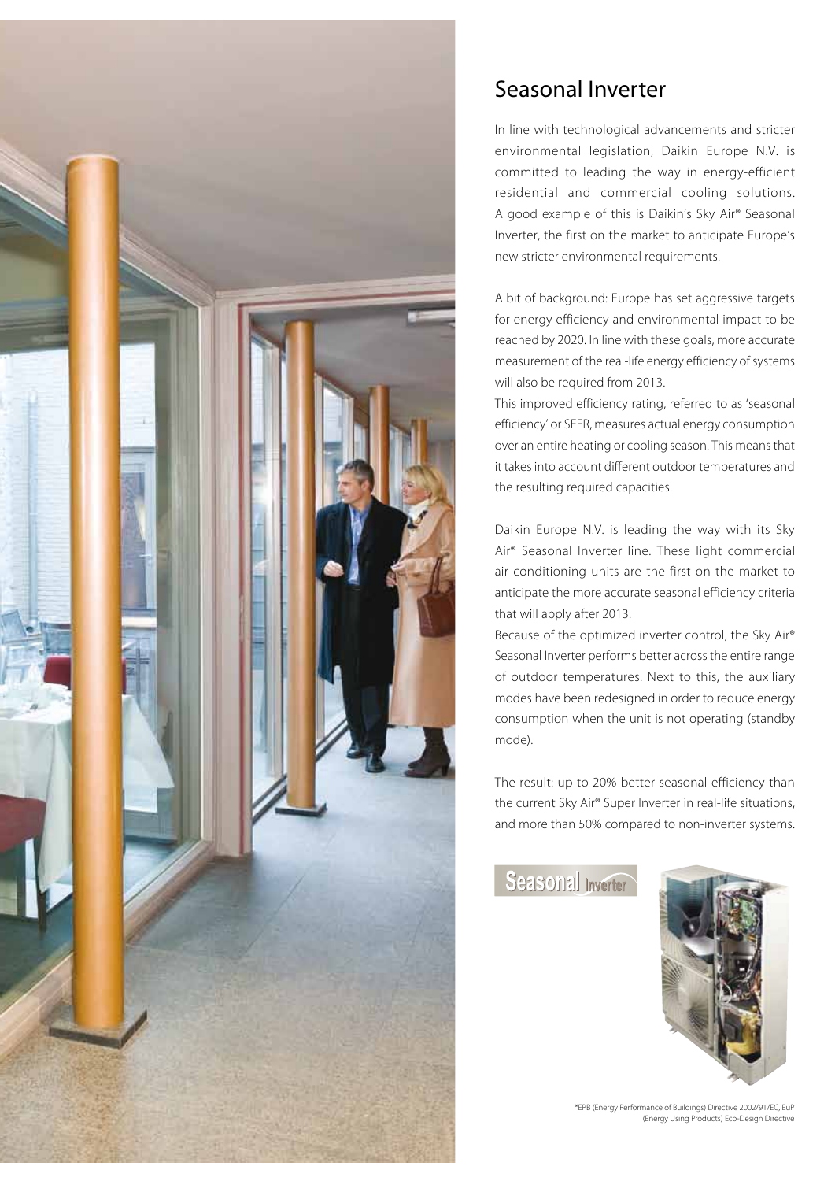# Seasonal Inverter

In line with technological advancements and stricter environmental legislation, Daikin Europe N.V. is committed to leading the way in energy-efficient residential and commercial cooling solutions. A good example of this is Daikin's Sky Air® Seasonal Inverter, the first on the market to anticipate Europe's new stricter environmental requirements.

A bit of background: Europe has set aggressive targets for energy efficiency and environmental impact to be reached by 2020. In line with these goals, more accurate measurement of the real-life energy efficiency of systems will also be required from 2013.

This improved efficiency rating, referred to as 'seasonal efficiency' or SEER, measures actual energy consumption over an entire heating or cooling season. This means that it takes into account different outdoor temperatures and the resulting required capacities.

Daikin Europe N.V. is leading the way with its Sky Air® Seasonal Inverter line. These light commercial air conditioning units are the first on the market to anticipate the more accurate seasonal efficiency criteria that will apply after 2013.

Because of the optimized inverter control, the Sky Air® Seasonal Inverter performs better across the entire range of outdoor temperatures. Next to this, the auxiliary modes have been redesigned in order to reduce energy consumption when the unit is not operating (standby mode).

The result: up to 20% better seasonal efficiency than the current Sky Air® Super Inverter in real-life situations, and more than 50% compared to non-inverter systems.

Seasonal Inverter

*EPB (Energy Performance of Buildings) Directive 2002/91/EC, EuP (Energy Using Products) Eco-Design Directive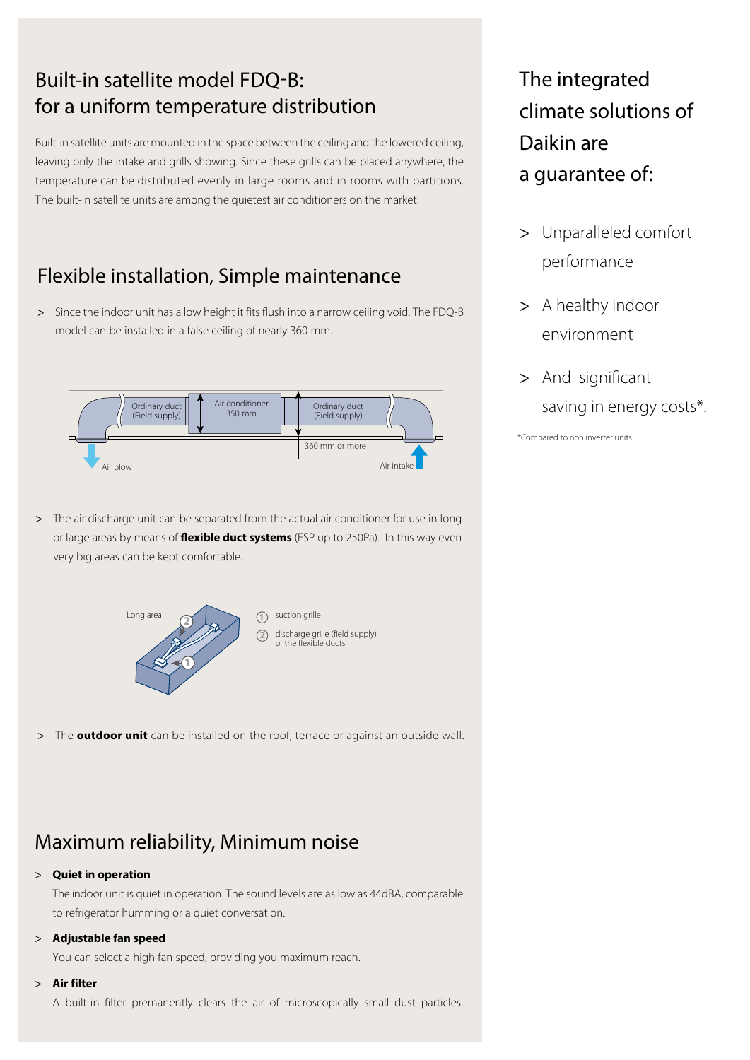## Built-in satellite model FDQ-B: for a uniform temperature distribution

Built-in satellite units are mounted in the space between the ceiling and the lowered ceiling, leaving only the intake and grills showing. Since these grills can be placed anywhere, the temperature can be distributed evenly in large rooms and in rooms with partitions. The built-in satellite units are among the quietest air conditioners on the market.

## Flexible installation, Simple maintenance

> Since the indoor unit has a low height it fits flush into a narrow ceiling void. The FDQ-B model can be installed in a false ceiling of nearly 360 mm.

Ordinary duct (Field supply) | Air conditioner 350 mm | Ordinary duct (Field supply) | 360 mm or more | Air blow | Air intake

> The air discharge unit can be separated from the actual air conditioner for use in long or large areas by means of **flexible duct systems** (ESP up to 250Pa). In this way even very big areas can be kept comfortable.

Long area

1. suction grille
2. discharge grille (field supply) of the flexible ducts

> The **outdoor unit** can be installed on the roof, terrace or against an outside wall.

## Maximum reliability, Minimum noise

> **Quiet in operation**
The indoor unit is quiet in operation. The sound levels are as low as 44dBA, comparable to refrigerator humming or a quiet conversation.

> **Adjustable fan speed**
You can select a high fan speed, providing you maximum reach.

> **Air filter**
A built-in filter premanently clears the air of microscopically small dust particles.

## The integrated climate solutions of Daikin are a guarantee of:

> Unparalleled comfort performance

> A healthy indoor environment

> And significant saving in energy costs*.

*Compared to non inverter units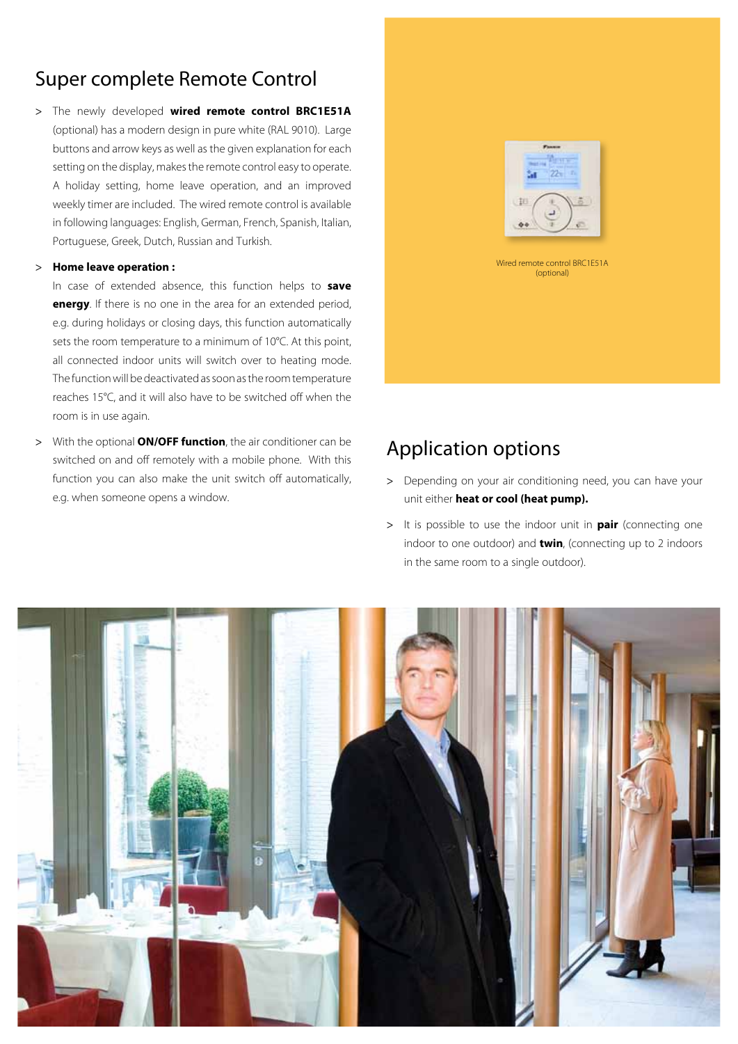## Super complete Remote Control

- The newly developed **wired remote control BRC1E51A** (optional) has a modern design in pure white (RAL 9010). Large buttons and arrow keys as well as the given explanation for each setting on the display, makes the remote control easy to operate. A holiday setting, home leave operation, and an improved weekly timer are included. The wired remote control is available in following languages: English, German, French, Spanish, Italian, Portuguese, Greek, Dutch, Russian and Turkish.
- **Home leave operation :**
  In case of extended absence, this function helps to **save energy**. If there is no one in the area for an extended period, e.g. during holidays or closing days, this function automatically sets the room temperature to a minimum of 10°C. At this point, all connected indoor units will switch over to heating mode. The function will be deactivated as soon as the room temperature reaches 15°C, and it will also have to be switched off when the room is in use again.
- With the optional **ON/OFF function**, the air conditioner can be switched on and off remotely with a mobile phone. With this function you can also make the unit switch off automatically, e.g. when someone opens a window.

Wired remote control BRC1E51A (optional)

## Application options

- Depending on your air conditioning need, you can have your unit either **heat or cool (heat pump).**
- It is possible to use the indoor unit in **pair** (connecting one indoor to one outdoor) and **twin**, (connecting up to 2 indoors in the same room to a single outdoor).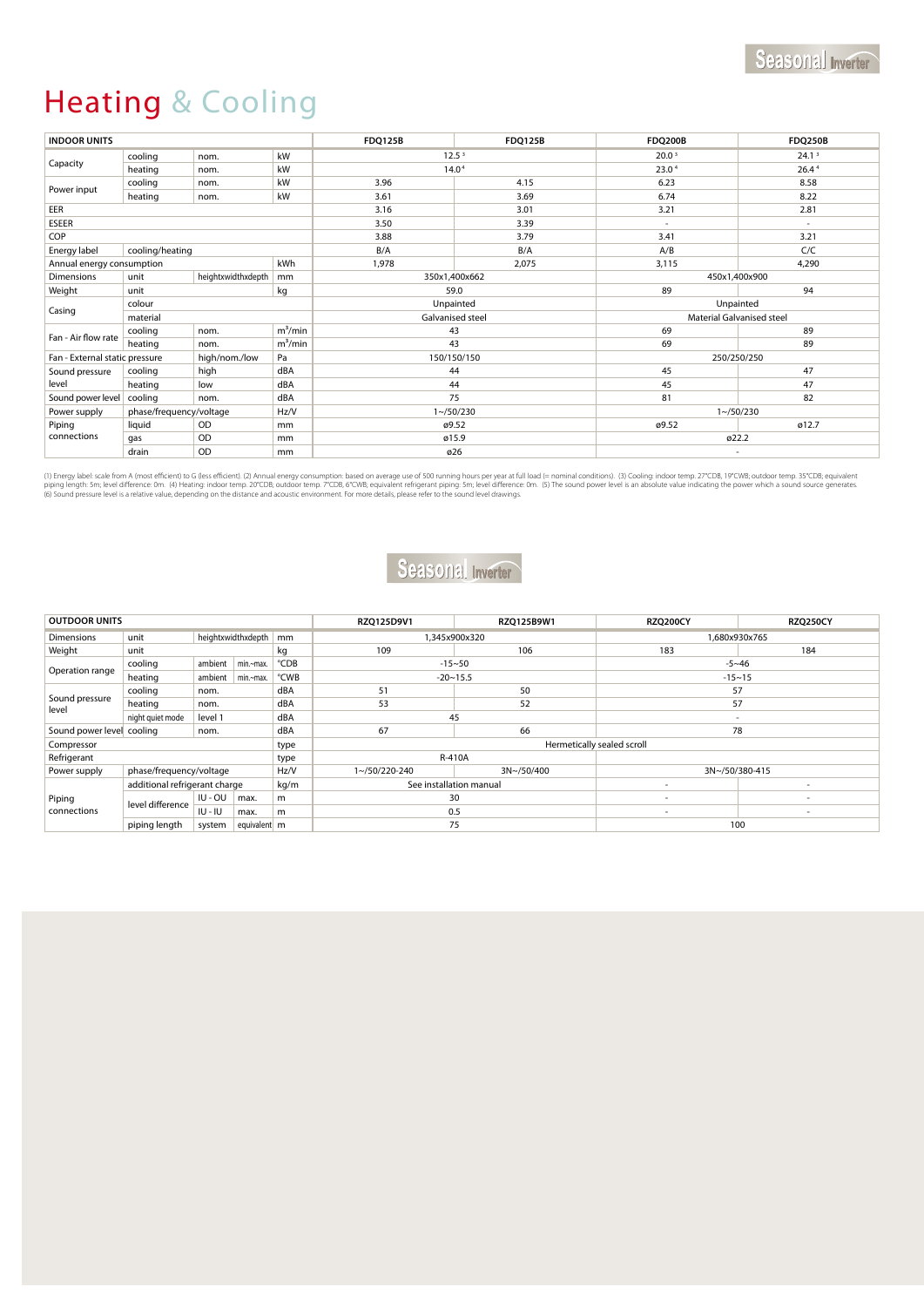# Heating & Cooling

| INDOOR UNITS | | | | FDQ125B | FDQ125B | FDQ200B | FDQ250B |
|---|---|---|---|---|---|---|---|
| Capacity | cooling | nom. | kW | 12.5 [3] | | 20.0 [3] | 24.1 [3] |
| | heating | nom. | kW | 14.0 [4] | | 23.0 [4] | 26.4 [4] |
| Power input | cooling | nom. | kW | 3.96 | 4.15 | 6.23 | 8.58 |
| | heating | nom. | kW | 3.61 | 3.69 | 6.74 | 8.22 |
| EER | | | | 3.16 | 3.01 | 3.21 | 2.81 |
| ESEER | | | | 3.50 | 3.39 | - | - |
| COP | | | | 3.88 | 3.79 | 3.41 | 3.21 |
| Energy label | cooling/heating | | | B/A | B/A | A/B | C/C |
| Annual energy consumption | | | kWh | 1,978 | 2,075 | 3,115 | 4,290 |
| Dimensions | unit | heightxwidthxdepth | mm | 350x1,400x662 | | 450x1,400x900 | |
| Weight | unit | | kg | 59.0 | | 89 | 94 |
| Casing | colour | | | Unpainted | | Unpainted | |
| | material | | | Galvanised steel | | Material Galvanised steel | |
| Fan - Air flow rate | cooling | nom. | $m^3$/min | 43 | | 69 | 89 |
| | heating | nom. | $m^3$/min | 43 | | 69 | 89 |
| Fan - External static pressure | | high/nom./low | Pa | 150/150/150 | | 250/250/250 | |
| Sound pressure level | cooling | high | dBA | 44 | | 45 | 47 |
| | heating | low | dBA | 44 | | 45 | 47 |
| Sound power level | cooling | nom. | dBA | 75 | | 81 | 82 |
| Power supply | phase/frequency/voltage | | Hz/V | 1~/50/230 | | 1~/50/230 | |
| Piping connections | liquid | OD | mm | ø9.52 | | ø9.52 | ø12.7 |
| | gas | OD | mm | ø15.9 | | ø22.2 | |
| | drain | OD | mm | ø26 | | - | |

(1) Energy label: scale from A (most efficient) to G (less efficient). (2) Annual energy consumption: based on average use of 500 running hours per year at full load (= nominal conditions). (3) Cooling: indoor temp. 27°CDB, 19°CWB; outdoor temp. 35°CDB; equivalent piping length: 5m; level difference: 0m. (4) Heating: indoor temp. 20°CDB; outdoor temp. 7°CDB, 6°CWB; equivalent refrigerant piping: 5m; level difference: 0m. (5) The sound power level is an absolute value indicating the power which a sound source generates. (6) Sound pressure level is a relative value, depending on the distance and acoustic environment. For more details, please refer to the sound level drawings.

| OUTDOOR UNITS | | | | | RZQ125D9V1 | RZQ125B9W1 | RZQ200CY | RZQ250CY |
|---|---|---|---|---|---|---|---|---|
| Dimensions | unit | heightxwidthxdepth | | mm | 1,345x900x320 | | 1,680x930x765 | |
| Weight | unit | | | kg | 109 | 106 | 183 | 184 |
| Operation range | cooling | ambient | min.~max. | °CDB | -15~50 | | -5~46 | |
| | heating | ambient | min.~max. | °CWB | -20~15.5 | | -15~15 | |
| Sound pressure level | cooling | nom. | | dBA | 51 | 50 | 57 | |
| | heating | nom. | | dBA | 53 | 52 | 57 | |
| | night quiet mode | level 1 | | dBA | 45 | | - | |
| Sound power level | cooling | nom. | | dBA | 67 | 66 | 78 | |
| Compressor | | | | type | Hermetically sealed scroll | | | |
| Refrigerant | | | | type | R-410A | | | |
| Power supply | phase/frequency/voltage | | | Hz/V | 1~/50/220-240 | 3N~/50/400 | 3N~/50/380-415 | |
| Piping connections | additional refrigerant charge | | | kg/m | See installation manual | | - | - |
| | level difference | IU - OU | max. | m | 30 | | - | - |
| | | IU - IU | max. | m | 0.5 | | - | - |
| | piping length | system | equivalent | m | 75 | | 100 | |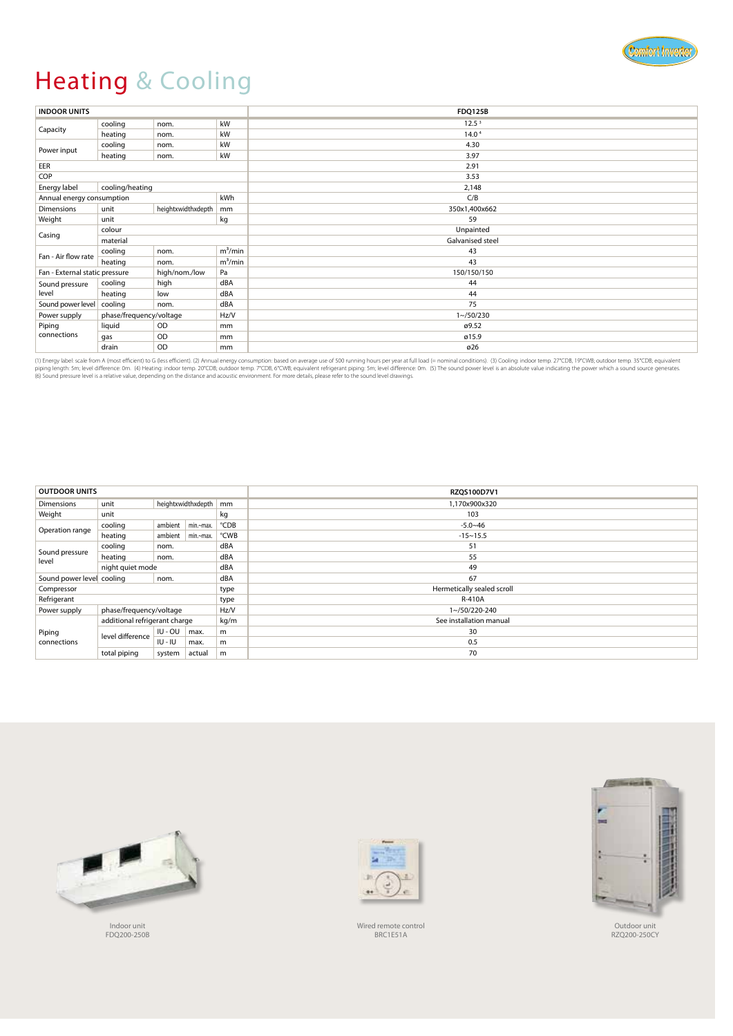# Heating & Cooling

| INDOOR UNITS | | | | FDQ125B |
|---|---|---|---|---|
| Capacity | cooling | nom. | kW | 12.5 [3] |
| | heating | nom. | kW | 14.0 [4] |
| Power input | cooling | nom. | kW | 4.30 |
| | heating | nom. | kW | 3.97 |
| EER | | | | 2.91 |
| COP | | | | 3.53 |
| Energy label | cooling/heating | | | 2,148 |
| Annual energy consumption | | | kWh | C/B |
| Dimensions | unit | heightxwidthxdepth | mm | 350x1,400x662 |
| Weight | unit | | kg | 59 |
| Casing | colour | | | Unpainted |
| | material | | | Galvanised steel |
| Fan - Air flow rate | cooling | nom. | $m^3$/min | 43 |
| | heating | nom. | $m^3$/min | 43 |
| Fan - External static pressure | | high/nom./low | Pa | 150/150/150 |
| Sound pressure level | cooling | high | dBA | 44 |
| | heating | low | dBA | 44 |
| Sound power level | cooling | nom. | dBA | 75 |
| Power supply | phase/frequency/voltage | | Hz/V | 1~/50/230 |
| Piping connections | liquid | OD | mm | ø9.52 |
| | gas | OD | mm | ø15.9 |
| | drain | OD | mm | ø26 |

(1) Energy label: scale from A (most efficient) to G (less efficient). (2) Annual energy consumption: based on average use of 500 running hours per year at full load (= nominal conditions). (3) Cooling: indoor temp. 27°CDB, 19°CWB; outdoor temp. 35°CDB; equivalent piping length: 5m; level difference: 0m. (4) Heating: indoor temp. 20°CDB; outdoor temp. 7°CDB, 6°CWB; equivalent refrigerant piping: 5m; level difference: 0m. (5) The sound power level is an absolute value indicating the power which a sound source generates. (6) Sound pressure level is a relative value, depending on the distance and acoustic environment. For more details, please refer to the sound level drawings.

| OUTDOOR UNITS | | | | | RZQS100D7V1 |
|---|---|---|---|---|---|
| Dimensions | unit | heightxwidthxdepth | | mm | 1,170x900x320 |
| Weight | unit | | | kg | 103 |
| Operation range | cooling | ambient | min.~max. | °CDB | -5.0~46 |
| | heating | ambient | min.~max. | °CWB | -15~15.5 |
| Sound pressure level | cooling | nom. | | dBA | 51 |
| | heating | nom. | | dBA | 55 |
| | night quiet mode | | | dBA | 49 |
| Sound power level | cooling | nom. | | dBA | 67 |
| Compressor | | | | type | Hermetically sealed scroll |
| Refrigerant | | | | type | R-410A |
| Power supply | phase/frequency/voltage | | | Hz/V | 1~/50/220-240 |
| Piping connections | additional refrigerant charge | | | kg/m | See installation manual |
| | level difference | IU - OU | max. | m | 30 |
| | | IU - IU | max. | m | 0.5 |
| | total piping | system | actual | m | 70 |

Indoor unit
FDQ200-250B

Wired remote control
BRC1E51A

Outdoor unit
RZQ200-250CY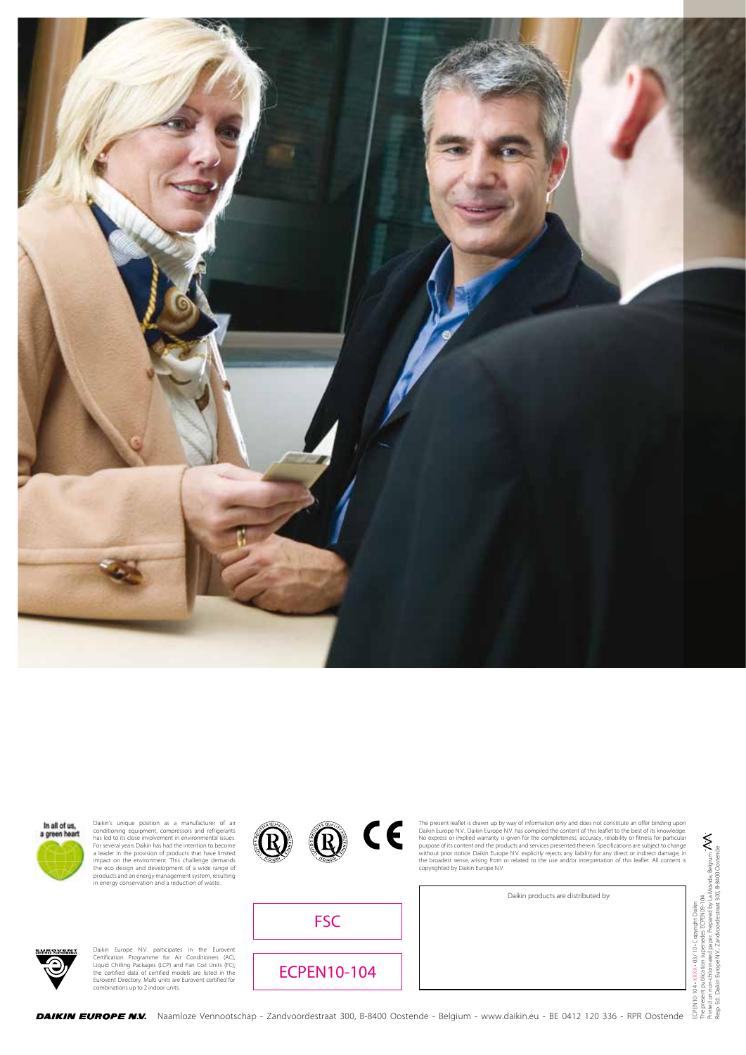In all of us, a green heart

Daikin's unique position as a manufacturer of air conditioning equipment, compressors and refrigerants has led to its close involvement in environmental issues. For several years Daikin has had the intention to become a leader in the provision of products that have limited impact on the environment. This challenge demands the eco design and development of a wide range of products and an energy management system, resulting in energy conservation and a reduction of waste.

The present leaflet is drawn up by way of information only and does not constitute an offer binding upon Daikin Europe N.V.. Daikin Europe N.V. has compiled the content of this leaflet to the best of its knowledge. No express or implied warranty is given for the completeness, accuracy, reliability or fitness for particular purpose of its content and the products and services presented therein. Specifications are subject to change without prior notice. Daikin Europe N.V. explicitly rejects any liability for any direct or indirect damage, in the broadest sense, arising from or related to the use and/or interpretation of this leaflet. All content is copyrighted by Daikin Europe N.V.

Daikin products are distributed by:

Daikin Europe N.V. participates in the Eurovent Certification Programme for Air Conditioners (AC), Liquid Chilling Packages (LCP) and Fan Coil Units (FC); the certified data of certified models are listed in the Eurovent Directory. Multi units are Eurovent certified for combinations up to 2 indoor units.

FSC

ECPEN10-104

ECPEN10-104 • XXXX • 03 / 10 • Copyright Daikin
The present publication supersedes ECPEN09-104
Printed on non-chlorinated paper. Prepared by La Movida, Belgium
Resp. Ed.: Daikin Europe N.V., Zandvoordestraat 300, B-8400 Oostende

**DAIKIN EUROPE N.V.** Naamloze Vennootschap - Zandvoordestraat 300, B-8400 Oostende - Belgium - www.daikin.eu - BE 0412 120 336 - RPR Oostende